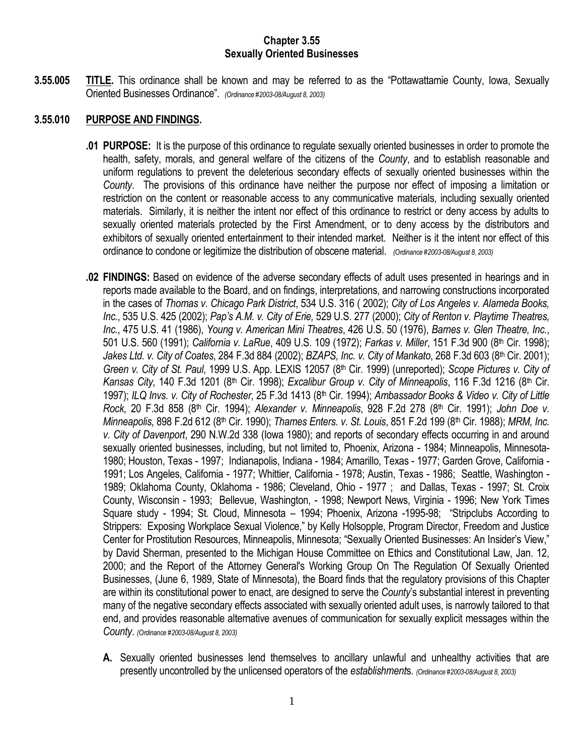# Chapter 3.55
# Sexually Oriented Businesses

**3.55.005** **TITLE.** This ordinance shall be known and may be referred to as the "Pottawattamie County, Iowa, Sexually Oriented Businesses Ordinance". *(Ordinance #2003-08/August 8, 2003)*

## 3.55.010 PURPOSE AND FINDINGS.

**.01 PURPOSE:** It is the purpose of this ordinance to regulate sexually oriented businesses in order to promote the health, safety, morals, and general welfare of the citizens of the *County*, and to establish reasonable and uniform regulations to prevent the deleterious secondary effects of sexually oriented businesses within the *County*. The provisions of this ordinance have neither the purpose nor effect of imposing a limitation or restriction on the content or reasonable access to any communicative materials, including sexually oriented materials. Similarly, it is neither the intent nor effect of this ordinance to restrict or deny access by adults to sexually oriented materials protected by the First Amendment, or to deny access by the distributors and exhibitors of sexually oriented entertainment to their intended market. Neither is it the intent nor effect of this ordinance to condone or legitimize the distribution of obscene material. *(Ordinance #2003-08/August 8, 2003)*

**.02 FINDINGS:** Based on evidence of the adverse secondary effects of adult uses presented in hearings and in reports made available to the Board, and on findings, interpretations, and narrowing constructions incorporated in the cases of *Thomas v. Chicago Park District*, 534 U.S. 316 ( 2002); *City of Los Angeles v. Alameda Books, Inc.*, 535 U.S. 425 (2002); *Pap's A.M. v. City of Erie,* 529 U.S. 277 (2000); *City of Renton v. Playtime Theatres, Inc.*, 475 U.S. 41 (1986), *Young v. American Mini Theatres*, 426 U.S. 50 (1976), *Barnes v. Glen Theatre, Inc.*, 501 U.S. 560 (1991); *California v. LaRue*, 409 U.S. 109 (1972); *Farkas v. Miller*, 151 F.3d 900 (8th Cir. 1998); *Jakes Ltd. v. City of Coates*, 284 F.3d 884 (2002); *BZAPS, Inc. v. City of Mankato*, 268 F.3d 603 (8th Cir. 2001); *Green v. City of St. Paul*, 1999 U.S. App. LEXIS 12057 (8th Cir. 1999) (unreported); *Scope Pictures v. City of Kansas City*, 140 F.3d 1201 (8th Cir. 1998); *Excalibur Group v. City of Minneapolis*, 116 F.3d 1216 (8th Cir. 1997); *ILQ Invs. v. City of Rochester*, 25 F.3d 1413 (8th Cir. 1994); *Ambassador Books & Video v. City of Little Rock*, 20 F.3d 858 (8th Cir. 1994); *Alexander v. Minneapolis*, 928 F.2d 278 (8th Cir. 1991); *John Doe v. Minneapolis*, 898 F.2d 612 (8th Cir. 1990); *Thames Enters. v. St. Louis*, 851 F.2d 199 (8th Cir. 1988); *MRM, Inc. v. City of Davenport*, 290 N.W.2d 338 (Iowa 1980); and reports of secondary effects occurring in and around sexually oriented businesses, including, but not limited to, Phoenix, Arizona - 1984; Minneapolis, Minnesota-1980; Houston, Texas - 1997; Indianapolis, Indiana - 1984; Amarillo, Texas - 1977; Garden Grove, California - 1991; Los Angeles, California - 1977; Whittier, California - 1978; Austin, Texas - 1986; Seattle, Washington - 1989; Oklahoma County, Oklahoma - 1986; Cleveland, Ohio - 1977 ; and Dallas, Texas - 1997; St. Croix County, Wisconsin - 1993; Bellevue, Washington, - 1998; Newport News, Virginia - 1996; New York Times Square study - 1994; St. Cloud, Minnesota – 1994; Phoenix, Arizona -1995-98; "Stripclubs According to Strippers: Exposing Workplace Sexual Violence," by Kelly Holsopple, Program Director, Freedom and Justice Center for Prostitution Resources, Minneapolis, Minnesota; "Sexually Oriented Businesses: An Insider's View," by David Sherman, presented to the Michigan House Committee on Ethics and Constitutional Law, Jan. 12, 2000; and the Report of the Attorney General's Working Group On The Regulation Of Sexually Oriented Businesses, (June 6, 1989, State of Minnesota), the Board finds that the regulatory provisions of this Chapter are within its constitutional power to enact, are designed to serve the *County*'s substantial interest in preventing many of the negative secondary effects associated with sexually oriented adult uses, is narrowly tailored to that end, and provides reasonable alternative avenues of communication for sexually explicit messages within the *County*. *(Ordinance #2003-08/August 8, 2003)*

**A.** Sexually oriented businesses lend themselves to ancillary unlawful and unhealthy activities that are presently uncontrolled by the unlicensed operators of the *establishment*s. *(Ordinance #2003-08/August 8, 2003)*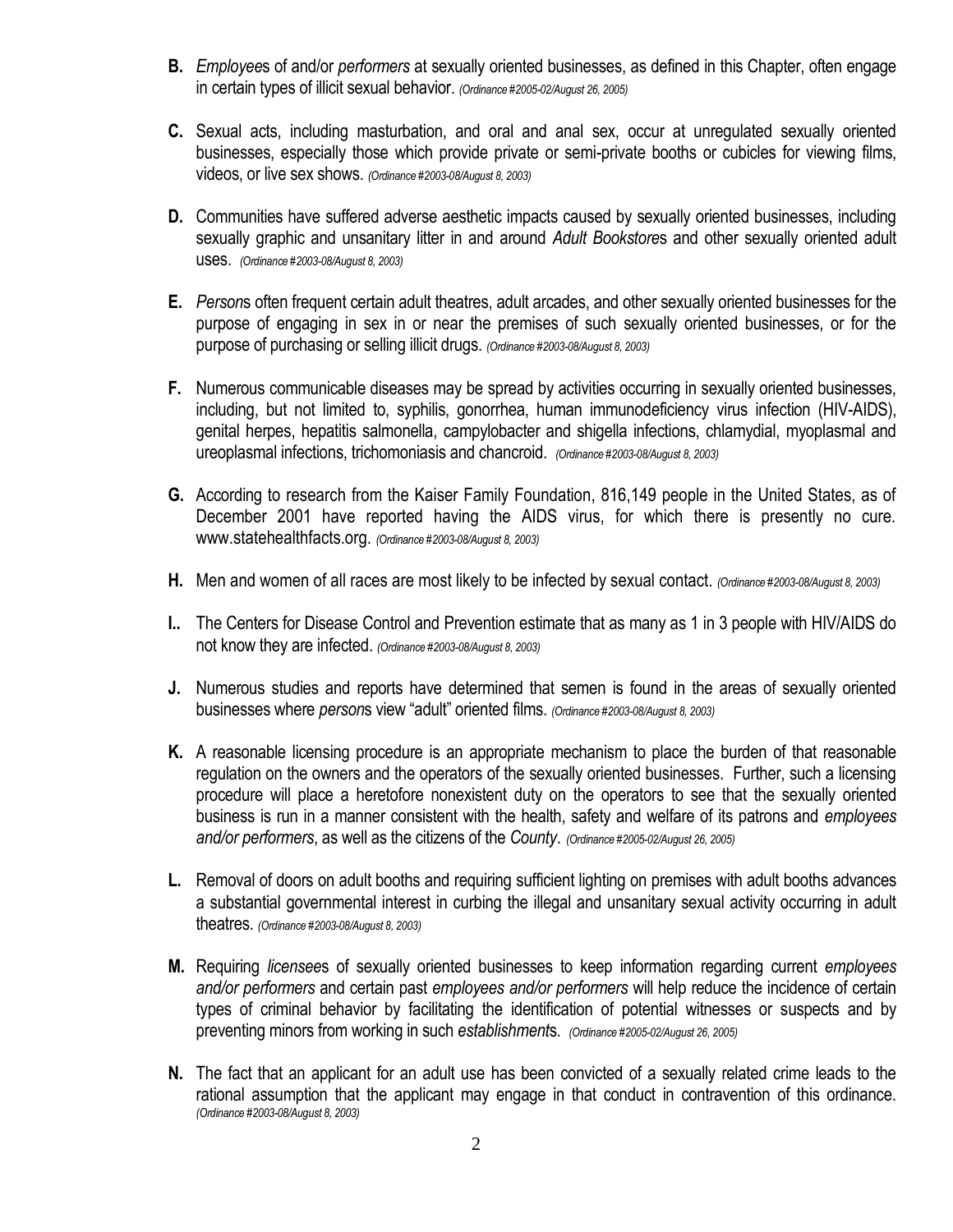**B.** *Employee*s of and/or *performers* at sexually oriented businesses, as defined in this Chapter, often engage in certain types of illicit sexual behavior. *(Ordinance #2005-02/August 26, 2005)*

**C.** Sexual acts, including masturbation, and oral and anal sex, occur at unregulated sexually oriented businesses, especially those which provide private or semi-private booths or cubicles for viewing films, videos, or live sex shows. *(Ordinance #2003-08/August 8, 2003)*

**D.** Communities have suffered adverse aesthetic impacts caused by sexually oriented businesses, including sexually graphic and unsanitary litter in and around *Adult Bookstore*s and other sexually oriented adult uses. *(Ordinance #2003-08/August 8, 2003)*

**E.** *Person*s often frequent certain adult theatres, adult arcades, and other sexually oriented businesses for the purpose of engaging in sex in or near the premises of such sexually oriented businesses, or for the purpose of purchasing or selling illicit drugs. *(Ordinance #2003-08/August 8, 2003)*

**F.** Numerous communicable diseases may be spread by activities occurring in sexually oriented businesses, including, but not limited to, syphilis, gonorrhea, human immunodeficiency virus infection (HIV-AIDS), genital herpes, hepatitis salmonella, campylobacter and shigella infections, chlamydial, myoplasmal and ureoplasmal infections, trichomoniasis and chancroid. *(Ordinance #2003-08/August 8, 2003)*

**G.** According to research from the Kaiser Family Foundation, 816,149 people in the United States, as of December 2001 have reported having the AIDS virus, for which there is presently no cure. www.statehealthfacts.org. *(Ordinance #2003-08/August 8, 2003)*

**H.** Men and women of all races are most likely to be infected by sexual contact. *(Ordinance #2003-08/August 8, 2003)*

**I..** The Centers for Disease Control and Prevention estimate that as many as 1 in 3 people with HIV/AIDS do not know they are infected. *(Ordinance #2003-08/August 8, 2003)*

**J.** Numerous studies and reports have determined that semen is found in the areas of sexually oriented businesses where *person*s view "adult" oriented films. *(Ordinance #2003-08/August 8, 2003)*

**K.** A reasonable licensing procedure is an appropriate mechanism to place the burden of that reasonable regulation on the owners and the operators of the sexually oriented businesses. Further, such a licensing procedure will place a heretofore nonexistent duty on the operators to see that the sexually oriented business is run in a manner consistent with the health, safety and welfare of its patrons and *employees and/or performers*, as well as the citizens of the *County*. *(Ordinance #2005-02/August 26, 2005)*

**L.** Removal of doors on adult booths and requiring sufficient lighting on premises with adult booths advances a substantial governmental interest in curbing the illegal and unsanitary sexual activity occurring in adult theatres. *(Ordinance #2003-08/August 8, 2003)*

**M.** Requiring *licensee*s of sexually oriented businesses to keep information regarding current *employees and/or performers* and certain past *employees and/or performers* will help reduce the incidence of certain types of criminal behavior by facilitating the identification of potential witnesses or suspects and by preventing minors from working in such *establishment*s. *(Ordinance #2005-02/August 26, 2005)*

**N.** The fact that an applicant for an adult use has been convicted of a sexually related crime leads to the rational assumption that the applicant may engage in that conduct in contravention of this ordinance. *(Ordinance #2003-08/August 8, 2003)*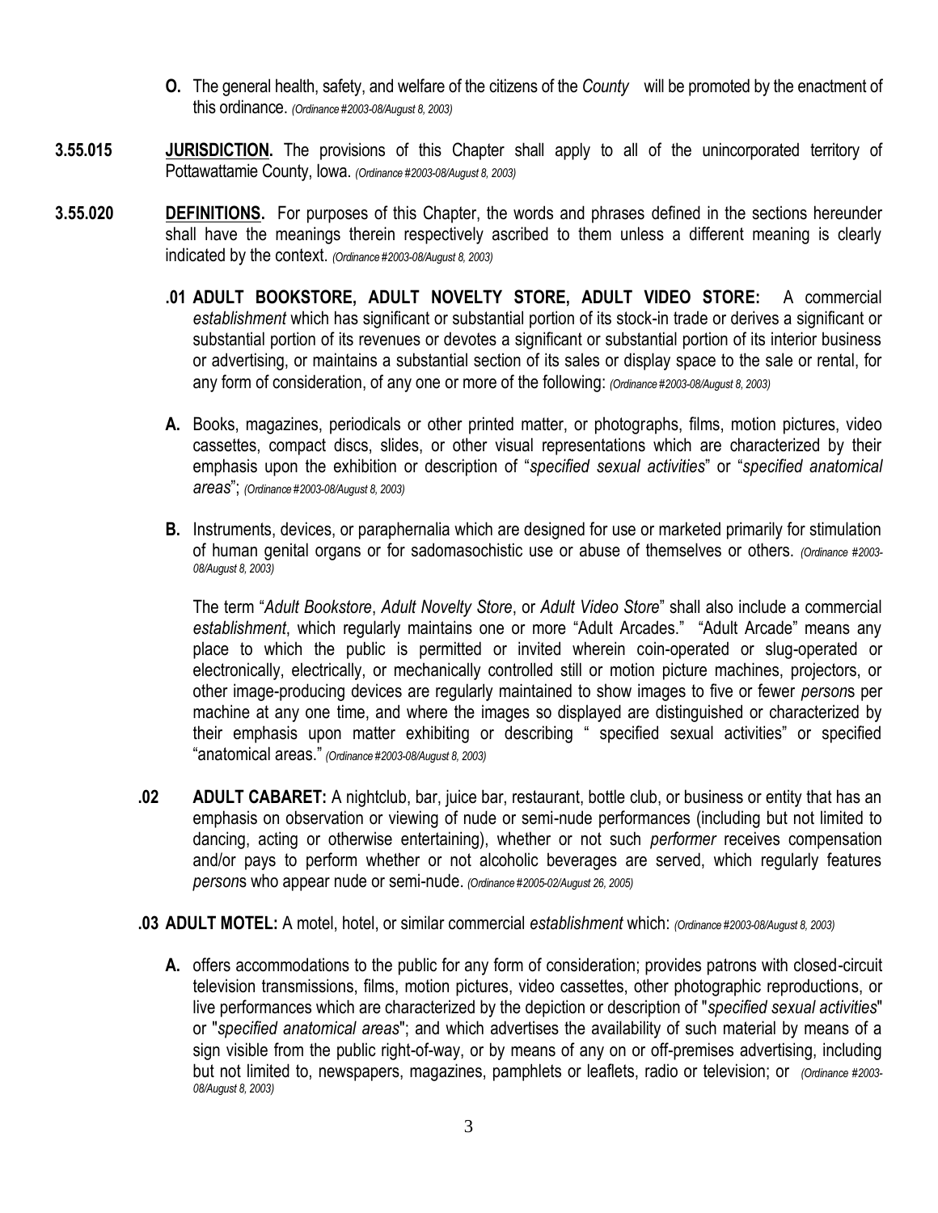**O.** The general health, safety, and welfare of the citizens of the *County* will be promoted by the enactment of this ordinance. *(Ordinance #2003-08/August 8, 2003)*

**3.55.015** **JURISDICTION.** The provisions of this Chapter shall apply to all of the unincorporated territory of Pottawattamie County, Iowa. *(Ordinance #2003-08/August 8, 2003)*

**3.55.020** **DEFINITIONS.** For purposes of this Chapter, the words and phrases defined in the sections hereunder shall have the meanings therein respectively ascribed to them unless a different meaning is clearly indicated by the context. *(Ordinance #2003-08/August 8, 2003)*

**.01 ADULT BOOKSTORE, ADULT NOVELTY STORE, ADULT VIDEO STORE:** A commercial *establishment* which has significant or substantial portion of its stock-in trade or derives a significant or substantial portion of its revenues or devotes a significant or substantial portion of its interior business or advertising, or maintains a substantial section of its sales or display space to the sale or rental, for any form of consideration, of any one or more of the following: *(Ordinance #2003-08/August 8, 2003)*

**A.** Books, magazines, periodicals or other printed matter, or photographs, films, motion pictures, video cassettes, compact discs, slides, or other visual representations which are characterized by their emphasis upon the exhibition or description of "*specified sexual activities*" or "*specified anatomical areas*"; *(Ordinance #2003-08/August 8, 2003)*

**B.** Instruments, devices, or paraphernalia which are designed for use or marketed primarily for stimulation of human genital organs or for sadomasochistic use or abuse of themselves or others. *(Ordinance #2003-08/August 8, 2003)*

The term "*Adult Bookstore*, *Adult Novelty Store*, or *Adult Video Store*" shall also include a commercial *establishment*, which regularly maintains one or more "Adult Arcades." "Adult Arcade" means any place to which the public is permitted or invited wherein coin-operated or slug-operated or electronically, electrically, or mechanically controlled still or motion picture machines, projectors, or other image-producing devices are regularly maintained to show images to five or fewer *person*s per machine at any one time, and where the images so displayed are distinguished or characterized by their emphasis upon matter exhibiting or describing " specified sexual activities" or specified "anatomical areas." *(Ordinance #2003-08/August 8, 2003)*

**.02 ADULT CABARET:** A nightclub, bar, juice bar, restaurant, bottle club, or business or entity that has an emphasis on observation or viewing of nude or semi-nude performances (including but not limited to dancing, acting or otherwise entertaining), whether or not such *performer* receives compensation and/or pays to perform whether or not alcoholic beverages are served, which regularly features *person*s who appear nude or semi-nude. *(Ordinance #2005-02/August 26, 2005)*

**.03 ADULT MOTEL:** A motel, hotel, or similar commercial *establishment* which: *(Ordinance #2003-08/August 8, 2003)*

**A.** offers accommodations to the public for any form of consideration; provides patrons with closed-circuit television transmissions, films, motion pictures, video cassettes, other photographic reproductions, or live performances which are characterized by the depiction or description of "*specified sexual activities*" or "*specified anatomical areas*"; and which advertises the availability of such material by means of a sign visible from the public right-of-way, or by means of any on or off-premises advertising, including but not limited to, newspapers, magazines, pamphlets or leaflets, radio or television; or *(Ordinance #2003-08/August 8, 2003)*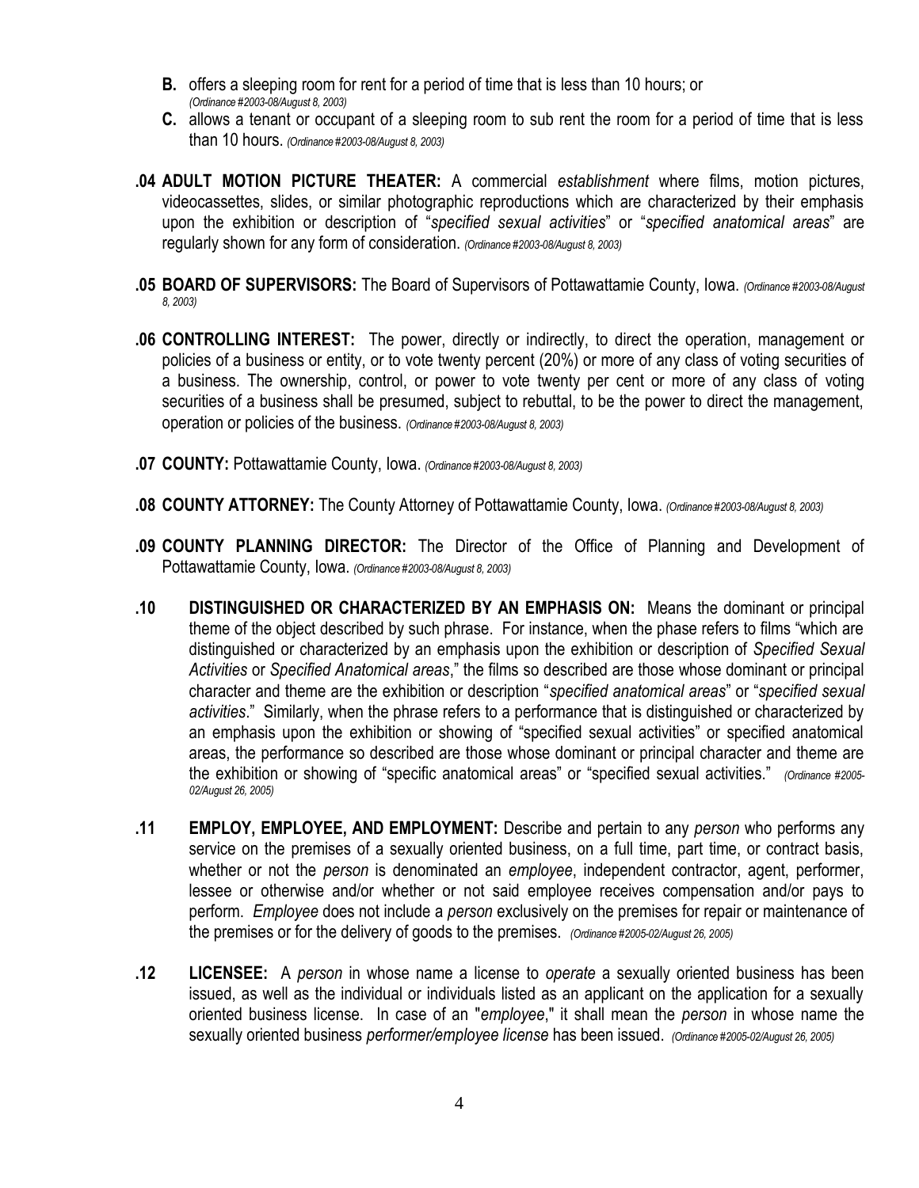**B.** offers a sleeping room for rent for a period of time that is less than 10 hours; or *(Ordinance #2003-08/August 8, 2003)*

**C.** allows a tenant or occupant of a sleeping room to sub rent the room for a period of time that is less than 10 hours. *(Ordinance #2003-08/August 8, 2003)*

**.04 ADULT MOTION PICTURE THEATER:** A commercial *establishment* where films, motion pictures, videocassettes, slides, or similar photographic reproductions which are characterized by their emphasis upon the exhibition or description of "*specified sexual activities*" or "*specified anatomical areas*" are regularly shown for any form of consideration. *(Ordinance #2003-08/August 8, 2003)*

**.05 BOARD OF SUPERVISORS:** The Board of Supervisors of Pottawattamie County, Iowa. *(Ordinance #2003-08/August 8, 2003)*

**.06 CONTROLLING INTEREST:** The power, directly or indirectly, to direct the operation, management or policies of a business or entity, or to vote twenty percent (20%) or more of any class of voting securities of a business. The ownership, control, or power to vote twenty per cent or more of any class of voting securities of a business shall be presumed, subject to rebuttal, to be the power to direct the management, operation or policies of the business. *(Ordinance #2003-08/August 8, 2003)*

**.07 COUNTY:** Pottawattamie County, Iowa. *(Ordinance #2003-08/August 8, 2003)*

**.08 COUNTY ATTORNEY:** The County Attorney of Pottawattamie County, Iowa. *(Ordinance #2003-08/August 8, 2003)*

**.09 COUNTY PLANNING DIRECTOR:** The Director of the Office of Planning and Development of Pottawattamie County, Iowa. *(Ordinance #2003-08/August 8, 2003)*

**.10 DISTINGUISHED OR CHARACTERIZED BY AN EMPHASIS ON:** Means the dominant or principal theme of the object described by such phrase. For instance, when the phase refers to films "which are distinguished or characterized by an emphasis upon the exhibition or description of *Specified Sexual Activities* or *Specified Anatomical areas*," the films so described are those whose dominant or principal character and theme are the exhibition or description "*specified anatomical areas*" or "*specified sexual activities*." Similarly, when the phrase refers to a performance that is distinguished or characterized by an emphasis upon the exhibition or showing of "specified sexual activities" or specified anatomical areas, the performance so described are those whose dominant or principal character and theme are the exhibition or showing of "specific anatomical areas" or "specified sexual activities." *(Ordinance #2005-02/August 26, 2005)*

**.11 EMPLOY, EMPLOYEE, AND EMPLOYMENT:** Describe and pertain to any *person* who performs any service on the premises of a sexually oriented business, on a full time, part time, or contract basis, whether or not the *person* is denominated an *employee*, independent contractor, agent, performer, lessee or otherwise and/or whether or not said employee receives compensation and/or pays to perform. *Employee* does not include a *person* exclusively on the premises for repair or maintenance of the premises or for the delivery of goods to the premises. *(Ordinance #2005-02/August 26, 2005)*

**.12 LICENSEE:** A *person* in whose name a license to *operate* a sexually oriented business has been issued, as well as the individual or individuals listed as an applicant on the application for a sexually oriented business license. In case of an "*employee*," it shall mean the *person* in whose name the sexually oriented business *performer/employee license* has been issued. *(Ordinance #2005-02/August 26, 2005)*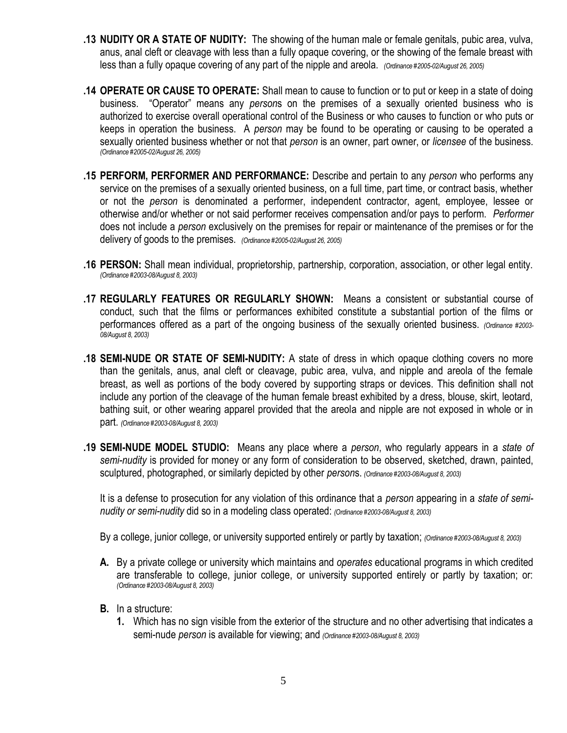**.13 NUDITY OR A STATE OF NUDITY:** The showing of the human male or female genitals, pubic area, vulva, anus, anal cleft or cleavage with less than a fully opaque covering, or the showing of the female breast with less than a fully opaque covering of any part of the nipple and areola. *(Ordinance #2005-02/August 26, 2005)*

**.14 OPERATE OR CAUSE TO OPERATE:** Shall mean to cause to function or to put or keep in a state of doing business. "Operator" means any *person*s on the premises of a sexually oriented business who is authorized to exercise overall operational control of the Business or who causes to function or who puts or keeps in operation the business. A *person* may be found to be operating or causing to be operated a sexually oriented business whether or not that *person* is an owner, part owner, or *licensee* of the business. *(Ordinance #2005-02/August 26, 2005)*

**.15 PERFORM, PERFORMER AND PERFORMANCE:** Describe and pertain to any *person* who performs any service on the premises of a sexually oriented business, on a full time, part time, or contract basis, whether or not the *person* is denominated a performer, independent contractor, agent, employee, lessee or otherwise and/or whether or not said performer receives compensation and/or pays to perform. *Performer* does not include a *person* exclusively on the premises for repair or maintenance of the premises or for the delivery of goods to the premises. *(Ordinance #2005-02/August 26, 2005)*

**.16 PERSON:** Shall mean individual, proprietorship, partnership, corporation, association, or other legal entity. *(Ordinance #2003-08/August 8, 2003)*

**.17 REGULARLY FEATURES OR REGULARLY SHOWN:** Means a consistent or substantial course of conduct, such that the films or performances exhibited constitute a substantial portion of the films or performances offered as a part of the ongoing business of the sexually oriented business. *(Ordinance #2003-08/August 8, 2003)*

**.18 SEMI-NUDE OR STATE OF SEMI-NUDITY:** A state of dress in which opaque clothing covers no more than the genitals, anus, anal cleft or cleavage, pubic area, vulva, and nipple and areola of the female breast, as well as portions of the body covered by supporting straps or devices. This definition shall not include any portion of the cleavage of the human female breast exhibited by a dress, blouse, skirt, leotard, bathing suit, or other wearing apparel provided that the areola and nipple are not exposed in whole or in part. *(Ordinance #2003-08/August 8, 2003)*

**.19 SEMI-NUDE MODEL STUDIO:** Means any place where a *person*, who regularly appears in a *state of semi-nudity* is provided for money or any form of consideration to be observed, sketched, drawn, painted, sculptured, photographed, or similarly depicted by other *person*s. *(Ordinance #2003-08/August 8, 2003)*

It is a defense to prosecution for any violation of this ordinance that a *person* appearing in a *state of semi-nudity or semi-nudity* did so in a modeling class operated: *(Ordinance #2003-08/August 8, 2003)*

By a college, junior college, or university supported entirely or partly by taxation; *(Ordinance #2003-08/August 8, 2003)*

**A.** By a private college or university which maintains and *operates* educational programs in which credited are transferable to college, junior college, or university supported entirely or partly by taxation; or: *(Ordinance #2003-08/August 8, 2003)*

**B.** In a structure:

**1.** Which has no sign visible from the exterior of the structure and no other advertising that indicates a semi-nude *person* is available for viewing; and *(Ordinance #2003-08/August 8, 2003)*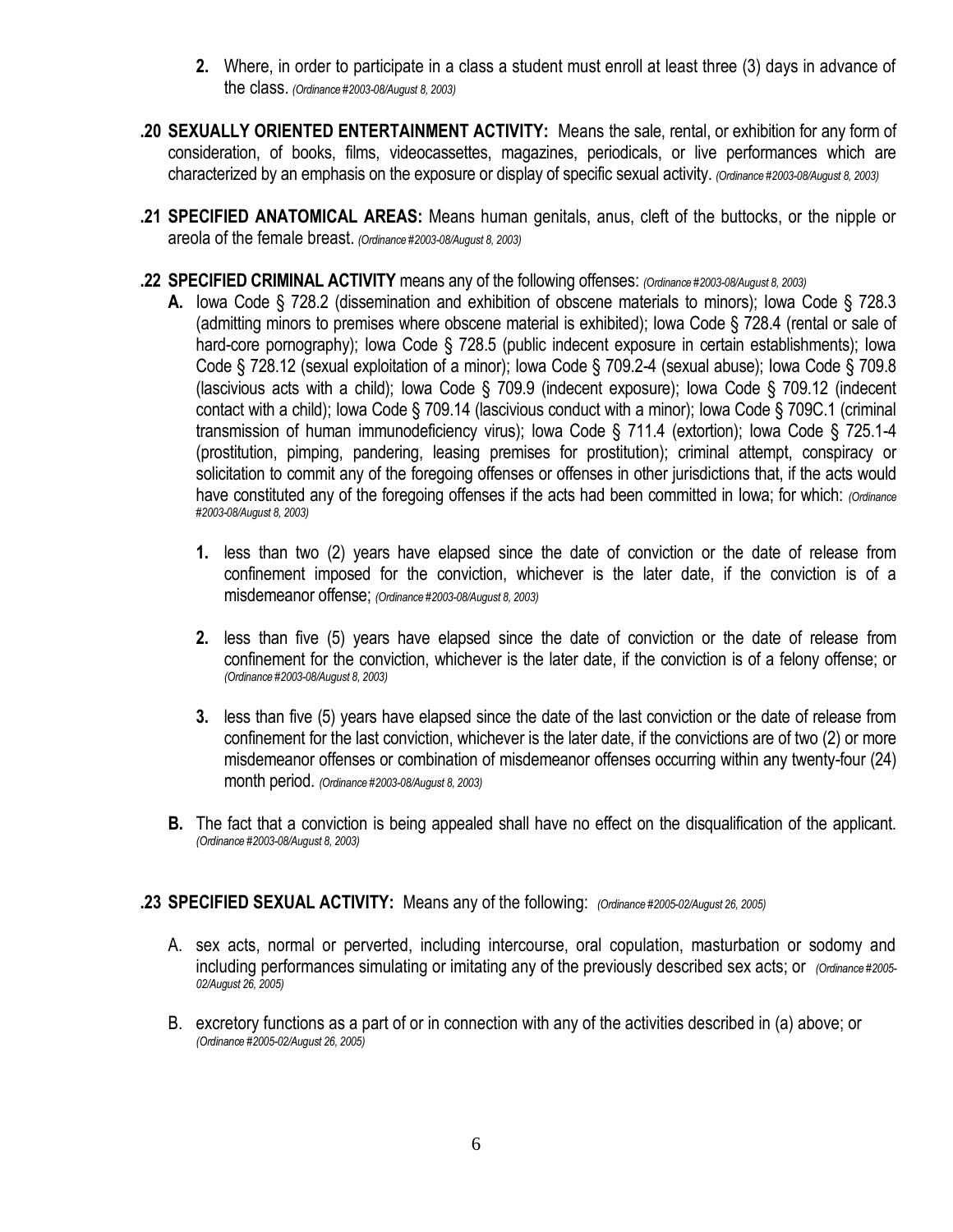**2.** Where, in order to participate in a class a student must enroll at least three (3) days in advance of the class. *(Ordinance #2003-08/August 8, 2003)*

**.20 SEXUALLY ORIENTED ENTERTAINMENT ACTIVITY:** Means the sale, rental, or exhibition for any form of consideration, of books, films, videocassettes, magazines, periodicals, or live performances which are characterized by an emphasis on the exposure or display of specific sexual activity. *(Ordinance #2003-08/August 8, 2003)*

**.21 SPECIFIED ANATOMICAL AREAS:** Means human genitals, anus, cleft of the buttocks, or the nipple or areola of the female breast. *(Ordinance #2003-08/August 8, 2003)*

**.22 SPECIFIED CRIMINAL ACTIVITY** means any of the following offenses: *(Ordinance #2003-08/August 8, 2003)*

**A.** Iowa Code § 728.2 (dissemination and exhibition of obscene materials to minors); Iowa Code § 728.3 (admitting minors to premises where obscene material is exhibited); Iowa Code § 728.4 (rental or sale of hard-core pornography); Iowa Code § 728.5 (public indecent exposure in certain establishments); Iowa Code § 728.12 (sexual exploitation of a minor); Iowa Code § 709.2-4 (sexual abuse); Iowa Code § 709.8 (lascivious acts with a child); Iowa Code § 709.9 (indecent exposure); Iowa Code § 709.12 (indecent contact with a child); Iowa Code § 709.14 (lascivious conduct with a minor); Iowa Code § 709C.1 (criminal transmission of human immunodeficiency virus); Iowa Code § 711.4 (extortion); Iowa Code § 725.1-4 (prostitution, pimping, pandering, leasing premises for prostitution); criminal attempt, conspiracy or solicitation to commit any of the foregoing offenses or offenses in other jurisdictions that, if the acts would have constituted any of the foregoing offenses if the acts had been committed in Iowa; for which: *(Ordinance #2003-08/August 8, 2003)*

**1.** less than two (2) years have elapsed since the date of conviction or the date of release from confinement imposed for the conviction, whichever is the later date, if the conviction is of a misdemeanor offense; *(Ordinance #2003-08/August 8, 2003)*

**2.** less than five (5) years have elapsed since the date of conviction or the date of release from confinement for the conviction, whichever is the later date, if the conviction is of a felony offense; or *(Ordinance #2003-08/August 8, 2003)*

**3.** less than five (5) years have elapsed since the date of the last conviction or the date of release from confinement for the last conviction, whichever is the later date, if the convictions are of two (2) or more misdemeanor offenses or combination of misdemeanor offenses occurring within any twenty-four (24) month period. *(Ordinance #2003-08/August 8, 2003)*

**B.** The fact that a conviction is being appealed shall have no effect on the disqualification of the applicant. *(Ordinance #2003-08/August 8, 2003)*

**.23 SPECIFIED SEXUAL ACTIVITY:** Means any of the following: *(Ordinance #2005-02/August 26, 2005)*

A. sex acts, normal or perverted, including intercourse, oral copulation, masturbation or sodomy and including performances simulating or imitating any of the previously described sex acts; or *(Ordinance #2005-02/August 26, 2005)*

B. excretory functions as a part of or in connection with any of the activities described in (a) above; or *(Ordinance #2005-02/August 26, 2005)*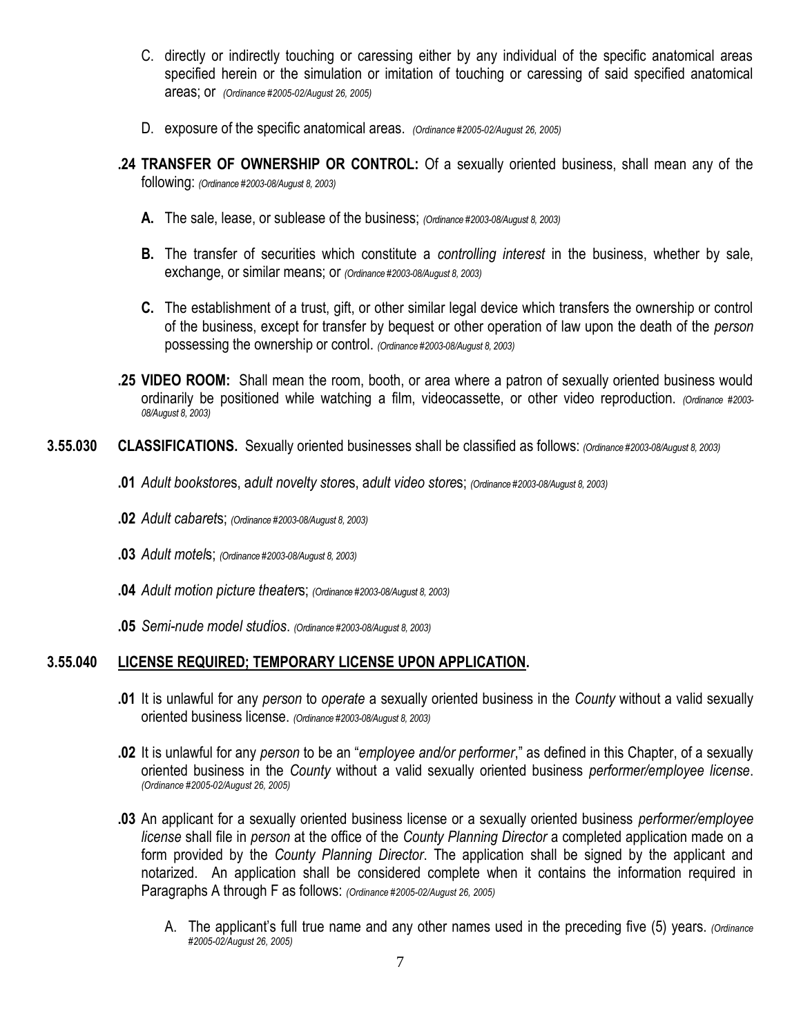C. directly or indirectly touching or caressing either by any individual of the specific anatomical areas specified herein or the simulation or imitation of touching or caressing of said specified anatomical areas; or *(Ordinance #2005-02/August 26, 2005)*

D. exposure of the specific anatomical areas. *(Ordinance #2005-02/August 26, 2005)*

**.24 TRANSFER OF OWNERSHIP OR CONTROL:** Of a sexually oriented business, shall mean any of the following: *(Ordinance #2003-08/August 8, 2003)*

**A.** The sale, lease, or sublease of the business; *(Ordinance #2003-08/August 8, 2003)*

**B.** The transfer of securities which constitute a *controlling interest* in the business, whether by sale, exchange, or similar means; or *(Ordinance #2003-08/August 8, 2003)*

**C.** The establishment of a trust, gift, or other similar legal device which transfers the ownership or control of the business, except for transfer by bequest or other operation of law upon the death of the *person* possessing the ownership or control. *(Ordinance #2003-08/August 8, 2003)*

**.25 VIDEO ROOM:** Shall mean the room, booth, or area where a patron of sexually oriented business would ordinarily be positioned while watching a film, videocassette, or other video reproduction. *(Ordinance #2003-08/August 8, 2003)*

**3.55.030 CLASSIFICATIONS.** Sexually oriented businesses shall be classified as follows: *(Ordinance #2003-08/August 8, 2003)*

**.01** *Adult bookstore*s, *adult novelty store*s, *adult video store*s; *(Ordinance #2003-08/August 8, 2003)*

**.02** *Adult cabaret*s; *(Ordinance #2003-08/August 8, 2003)*

**.03** *Adult motel*s; *(Ordinance #2003-08/August 8, 2003)*

**.04** *Adult motion picture theater*s; *(Ordinance #2003-08/August 8, 2003)*

**.05** *Semi-nude model studios*. *(Ordinance #2003-08/August 8, 2003)*

**3.55.040 <u>LICENSE REQUIRED; TEMPORARY LICENSE UPON APPLICATION</u>.**

**.01** It is unlawful for any *person* to *operate* a sexually oriented business in the *County* without a valid sexually oriented business license. *(Ordinance #2003-08/August 8, 2003)*

**.02** It is unlawful for any *person* to be an "*employee and/or performer*," as defined in this Chapter, of a sexually oriented business in the *County* without a valid sexually oriented business *performer/employee license*. *(Ordinance #2005-02/August 26, 2005)*

**.03** An applicant for a sexually oriented business license or a sexually oriented business *performer/employee license* shall file in *person* at the office of the *County Planning Director* a completed application made on a form provided by the *County Planning Director*. The application shall be signed by the applicant and notarized. An application shall be considered complete when it contains the information required in Paragraphs A through F as follows: *(Ordinance #2005-02/August 26, 2005)*

A. The applicant's full true name and any other names used in the preceding five (5) years. *(Ordinance #2005-02/August 26, 2005)*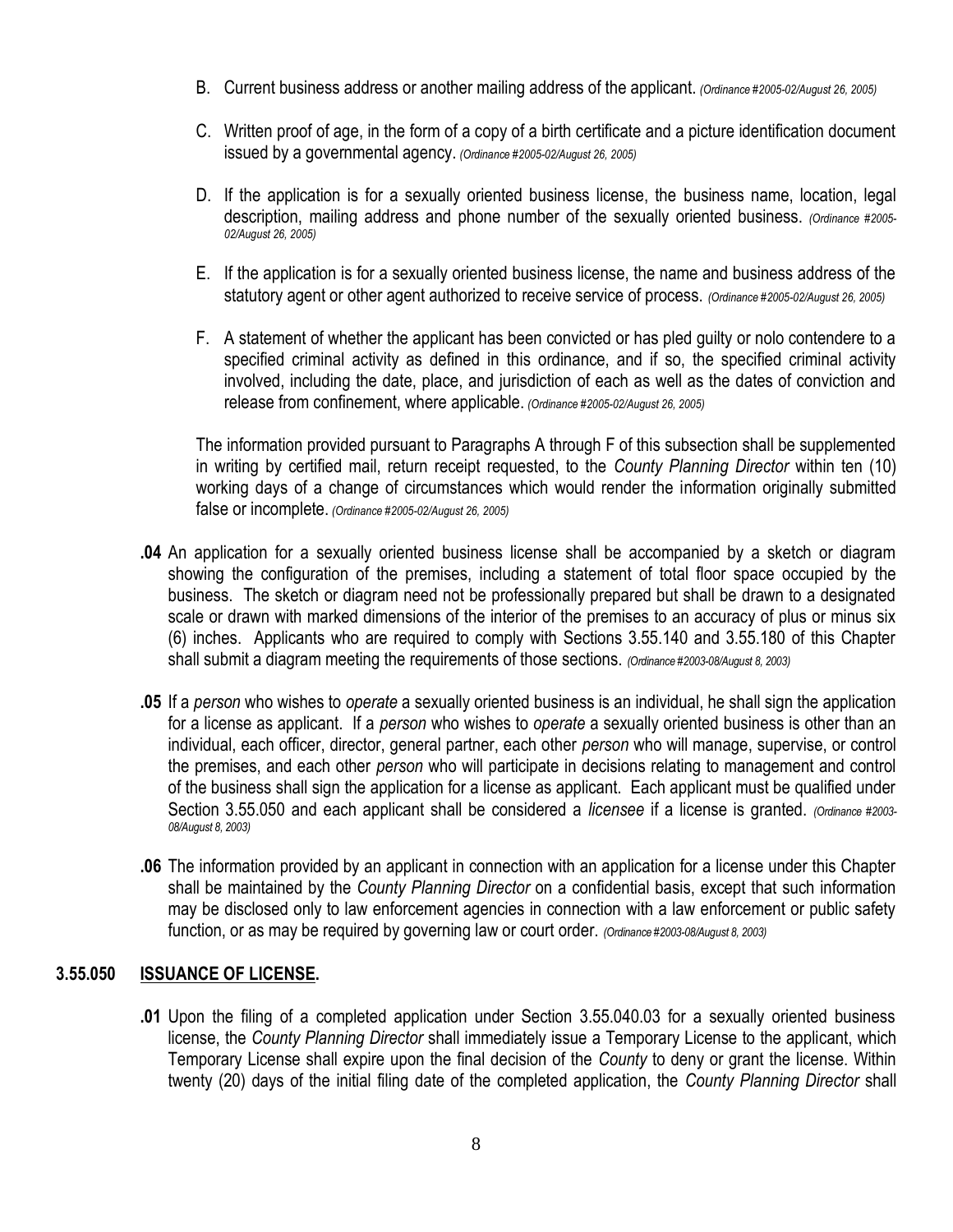B. Current business address or another mailing address of the applicant. *(Ordinance #2005-02/August 26, 2005)*

C. Written proof of age, in the form of a copy of a birth certificate and a picture identification document issued by a governmental agency. *(Ordinance #2005-02/August 26, 2005)*

D. If the application is for a sexually oriented business license, the business name, location, legal description, mailing address and phone number of the sexually oriented business. *(Ordinance #2005-02/August 26, 2005)*

E. If the application is for a sexually oriented business license, the name and business address of the statutory agent or other agent authorized to receive service of process. *(Ordinance #2005-02/August 26, 2005)*

F. A statement of whether the applicant has been convicted or has pled guilty or nolo contendere to a specified criminal activity as defined in this ordinance, and if so, the specified criminal activity involved, including the date, place, and jurisdiction of each as well as the dates of conviction and release from confinement, where applicable. *(Ordinance #2005-02/August 26, 2005)*

The information provided pursuant to Paragraphs A through F of this subsection shall be supplemented in writing by certified mail, return receipt requested, to the *County Planning Director* within ten (10) working days of a change of circumstances which would render the information originally submitted false or incomplete. *(Ordinance #2005-02/August 26, 2005)*

**.04** An application for a sexually oriented business license shall be accompanied by a sketch or diagram showing the configuration of the premises, including a statement of total floor space occupied by the business. The sketch or diagram need not be professionally prepared but shall be drawn to a designated scale or drawn with marked dimensions of the interior of the premises to an accuracy of plus or minus six (6) inches. Applicants who are required to comply with Sections 3.55.140 and 3.55.180 of this Chapter shall submit a diagram meeting the requirements of those sections. *(Ordinance #2003-08/August 8, 2003)*

**.05** If a *person* who wishes to *operate* a sexually oriented business is an individual, he shall sign the application for a license as applicant. If a *person* who wishes to *operate* a sexually oriented business is other than an individual, each officer, director, general partner, each other *person* who will manage, supervise, or control the premises, and each other *person* who will participate in decisions relating to management and control of the business shall sign the application for a license as applicant. Each applicant must be qualified under Section 3.55.050 and each applicant shall be considered a *licensee* if a license is granted. *(Ordinance #2003-08/August 8, 2003)*

**.06** The information provided by an applicant in connection with an application for a license under this Chapter shall be maintained by the *County Planning Director* on a confidential basis, except that such information may be disclosed only to law enforcement agencies in connection with a law enforcement or public safety function, or as may be required by governing law or court order. *(Ordinance #2003-08/August 8, 2003)*

### 3.55.050 <u>ISSUANCE OF LICENSE.</u>

**.01** Upon the filing of a completed application under Section 3.55.040.03 for a sexually oriented business license, the *County Planning Director* shall immediately issue a Temporary License to the applicant, which Temporary License shall expire upon the final decision of the *County* to deny or grant the license. Within twenty (20) days of the initial filing date of the completed application, the *County Planning Director* shall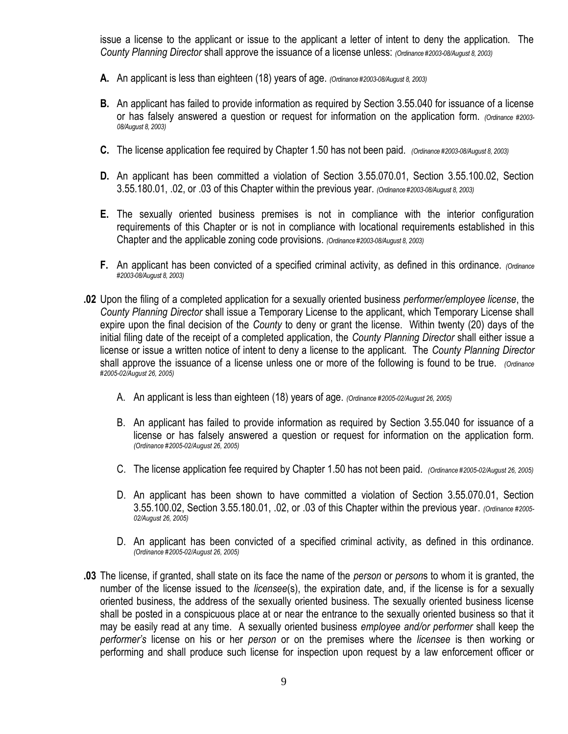issue a license to the applicant or issue to the applicant a letter of intent to deny the application. The *County Planning Director* shall approve the issuance of a license unless: *(Ordinance #2003-08/August 8, 2003)*

- **A.** An applicant is less than eighteen (18) years of age. *(Ordinance #2003-08/August 8, 2003)*

- **B.** An applicant has failed to provide information as required by Section 3.55.040 for issuance of a license or has falsely answered a question or request for information on the application form. *(Ordinance #2003-08/August 8, 2003)*

- **C.** The license application fee required by Chapter 1.50 has not been paid. *(Ordinance #2003-08/August 8, 2003)*

- **D.** An applicant has been committed a violation of Section 3.55.070.01, Section 3.55.100.02, Section 3.55.180.01, .02, or .03 of this Chapter within the previous year. *(Ordinance #2003-08/August 8, 2003)*

- **E.** The sexually oriented business premises is not in compliance with the interior configuration requirements of this Chapter or is not in compliance with locational requirements established in this Chapter and the applicable zoning code provisions. *(Ordinance #2003-08/August 8, 2003)*

- **F.** An applicant has been convicted of a specified criminal activity, as defined in this ordinance. *(Ordinance #2003-08/August 8, 2003)*

**.02** Upon the filing of a completed application for a sexually oriented business *performer/employee license*, the *County Planning Director* shall issue a Temporary License to the applicant, which Temporary License shall expire upon the final decision of the *County* to deny or grant the license. Within twenty (20) days of the initial filing date of the receipt of a completed application, the *County Planning Director* shall either issue a license or issue a written notice of intent to deny a license to the applicant. The *County Planning Director* shall approve the issuance of a license unless one or more of the following is found to be true. *(Ordinance #2005-02/August 26, 2005)*

- A. An applicant is less than eighteen (18) years of age. *(Ordinance #2005-02/August 26, 2005)*

- B. An applicant has failed to provide information as required by Section 3.55.040 for issuance of a license or has falsely answered a question or request for information on the application form. *(Ordinance #2005-02/August 26, 2005)*

- C. The license application fee required by Chapter 1.50 has not been paid. *(Ordinance #2005-02/August 26, 2005)*

- D. An applicant has been shown to have committed a violation of Section 3.55.070.01, Section 3.55.100.02, Section 3.55.180.01, .02, or .03 of this Chapter within the previous year. *(Ordinance #2005-02/August 26, 2005)*

- D. An applicant has been convicted of a specified criminal activity, as defined in this ordinance. *(Ordinance #2005-02/August 26, 2005)*

**.03** The license, if granted, shall state on its face the name of the *person* or *person*s to whom it is granted, the number of the license issued to the *licensee*(s), the expiration date, and, if the license is for a sexually oriented business, the address of the sexually oriented business. The sexually oriented business license shall be posted in a conspicuous place at or near the entrance to the sexually oriented business so that it may be easily read at any time. A sexually oriented business *employee and/or performer* shall keep the *performer's* license on his or her *person* or on the premises where the *licensee* is then working or performing and shall produce such license for inspection upon request by a law enforcement officer or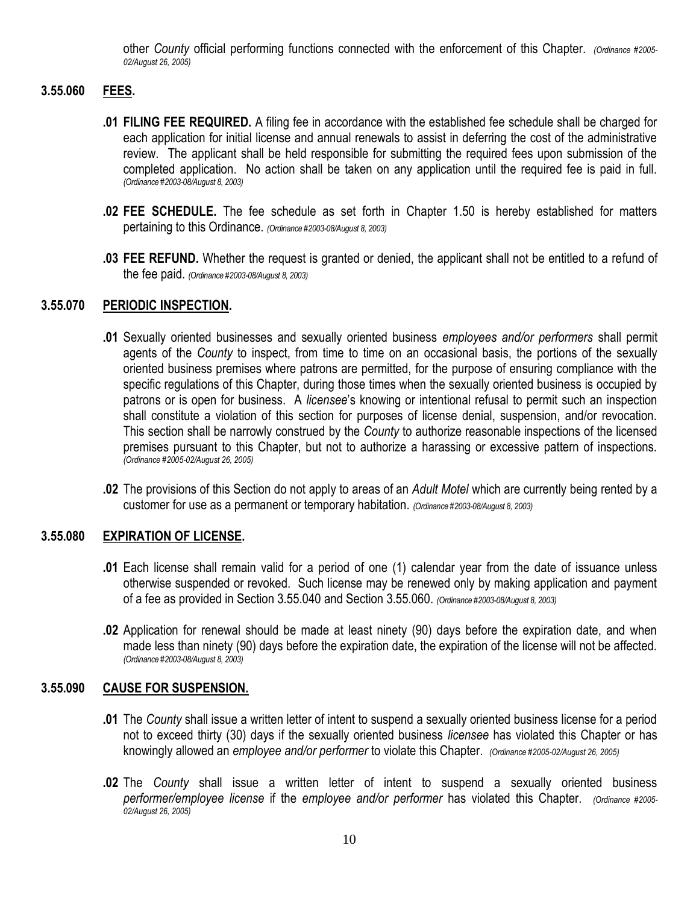other *County* official performing functions connected with the enforcement of this Chapter. *(Ordinance #2005-02/August 26, 2005)*

## 3.55.060 FEES.

**.01 FILING FEE REQUIRED.** A filing fee in accordance with the established fee schedule shall be charged for each application for initial license and annual renewals to assist in deferring the cost of the administrative review. The applicant shall be held responsible for submitting the required fees upon submission of the completed application. No action shall be taken on any application until the required fee is paid in full. *(Ordinance #2003-08/August 8, 2003)*

**.02 FEE SCHEDULE.** The fee schedule as set forth in Chapter 1.50 is hereby established for matters pertaining to this Ordinance. *(Ordinance #2003-08/August 8, 2003)*

**.03 FEE REFUND.** Whether the request is granted or denied, the applicant shall not be entitled to a refund of the fee paid. *(Ordinance #2003-08/August 8, 2003)*

## 3.55.070 PERIODIC INSPECTION.

**.01** Sexually oriented businesses and sexually oriented business *employees and/or performers* shall permit agents of the *County* to inspect, from time to time on an occasional basis, the portions of the sexually oriented business premises where patrons are permitted, for the purpose of ensuring compliance with the specific regulations of this Chapter, during those times when the sexually oriented business is occupied by patrons or is open for business. A *licensee*'s knowing or intentional refusal to permit such an inspection shall constitute a violation of this section for purposes of license denial, suspension, and/or revocation. This section shall be narrowly construed by the *County* to authorize reasonable inspections of the licensed premises pursuant to this Chapter, but not to authorize a harassing or excessive pattern of inspections. *(Ordinance #2005-02/August 26, 2005)*

**.02** The provisions of this Section do not apply to areas of an *Adult Motel* which are currently being rented by a customer for use as a permanent or temporary habitation. *(Ordinance #2003-08/August 8, 2003)*

## 3.55.080 EXPIRATION OF LICENSE.

**.01** Each license shall remain valid for a period of one (1) calendar year from the date of issuance unless otherwise suspended or revoked. Such license may be renewed only by making application and payment of a fee as provided in Section 3.55.040 and Section 3.55.060. *(Ordinance #2003-08/August 8, 2003)*

**.02** Application for renewal should be made at least ninety (90) days before the expiration date, and when made less than ninety (90) days before the expiration date, the expiration of the license will not be affected. *(Ordinance #2003-08/August 8, 2003)*

## 3.55.090 CAUSE FOR SUSPENSION.

**.01** The *County* shall issue a written letter of intent to suspend a sexually oriented business license for a period not to exceed thirty (30) days if the sexually oriented business *licensee* has violated this Chapter or has knowingly allowed an *employee and/or performer* to violate this Chapter. *(Ordinance #2005-02/August 26, 2005)*

**.02** The *County* shall issue a written letter of intent to suspend a sexually oriented business *performer/employee license* if the *employee and/or performer* has violated this Chapter. *(Ordinance #2005-02/August 26, 2005)*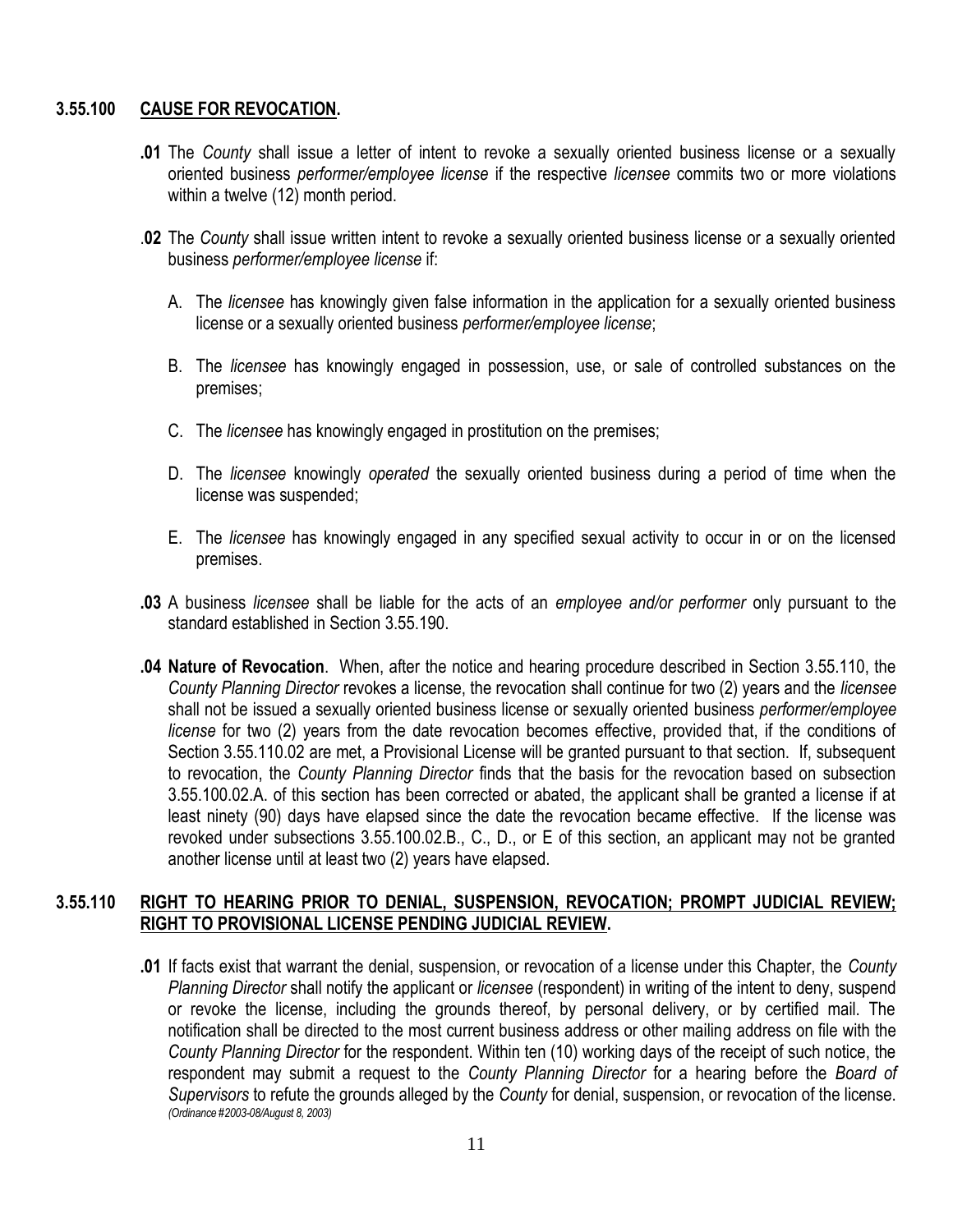### 3.55.100 CAUSE FOR REVOCATION.

**.01** The *County* shall issue a letter of intent to revoke a sexually oriented business license or a sexually oriented business *performer/employee license* if the respective *licensee* commits two or more violations within a twelve (12) month period.

**.02** The *County* shall issue written intent to revoke a sexually oriented business license or a sexually oriented business *performer/employee license* if:

A. The *licensee* has knowingly given false information in the application for a sexually oriented business license or a sexually oriented business *performer/employee license*;

B. The *licensee* has knowingly engaged in possession, use, or sale of controlled substances on the premises;

C. The *licensee* has knowingly engaged in prostitution on the premises;

D. The *licensee* knowingly *operated* the sexually oriented business during a period of time when the license was suspended;

E. The *licensee* has knowingly engaged in any specified sexual activity to occur in or on the licensed premises.

**.03** A business *licensee* shall be liable for the acts of an *employee and/or performer* only pursuant to the standard established in Section 3.55.190.

**.04 Nature of Revocation**. When, after the notice and hearing procedure described in Section 3.55.110, the *County Planning Director* revokes a license, the revocation shall continue for two (2) years and the *licensee* shall not be issued a sexually oriented business license or sexually oriented business *performer/employee license* for two (2) years from the date revocation becomes effective, provided that, if the conditions of Section 3.55.110.02 are met, a Provisional License will be granted pursuant to that section. If, subsequent to revocation, the *County Planning Director* finds that the basis for the revocation based on subsection 3.55.100.02.A. of this section has been corrected or abated, the applicant shall be granted a license if at least ninety (90) days have elapsed since the date the revocation became effective. If the license was revoked under subsections 3.55.100.02.B., C., D., or E of this section, an applicant may not be granted another license until at least two (2) years have elapsed.

### 3.55.110 RIGHT TO HEARING PRIOR TO DENIAL, SUSPENSION, REVOCATION; PROMPT JUDICIAL REVIEW; RIGHT TO PROVISIONAL LICENSE PENDING JUDICIAL REVIEW.

**.01** If facts exist that warrant the denial, suspension, or revocation of a license under this Chapter, the *County Planning Director* shall notify the applicant or *licensee* (respondent) in writing of the intent to deny, suspend or revoke the license, including the grounds thereof, by personal delivery, or by certified mail. The notification shall be directed to the most current business address or other mailing address on file with the *County Planning Director* for the respondent. Within ten (10) working days of the receipt of such notice, the respondent may submit a request to the *County Planning Director* for a hearing before the *Board of Supervisors* to refute the grounds alleged by the *County* for denial, suspension, or revocation of the license. *(Ordinance #2003-08/August 8, 2003)*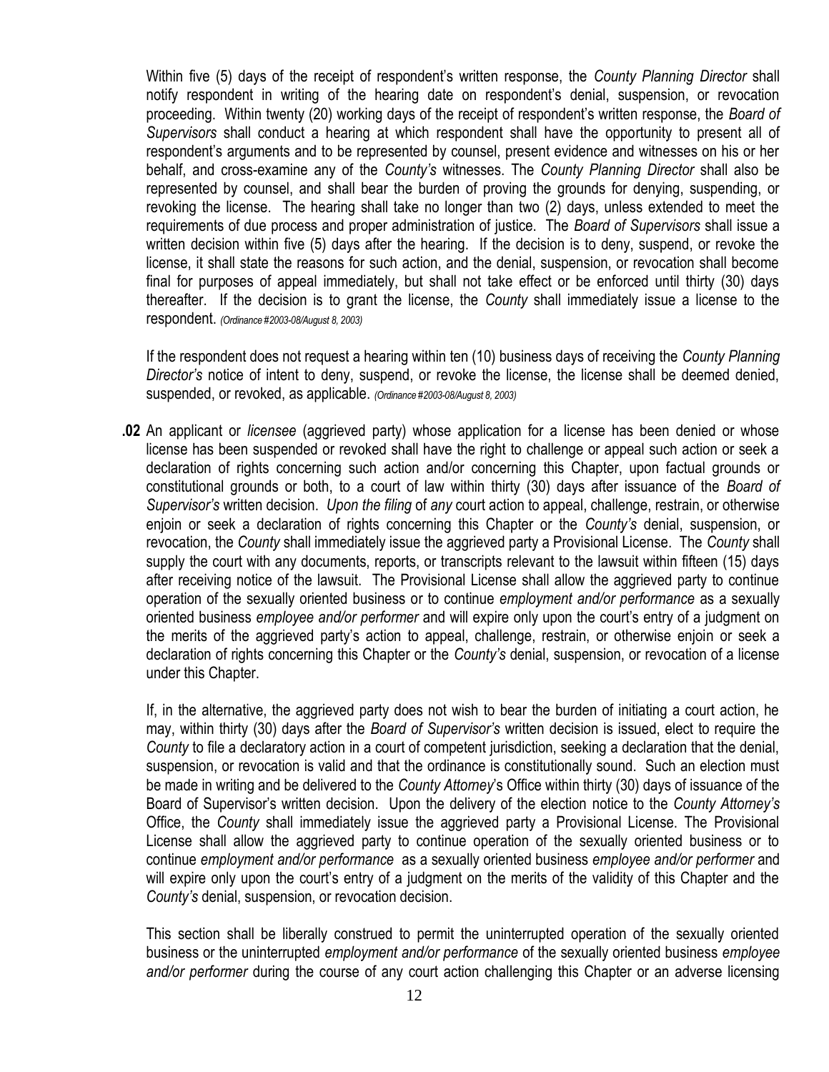Within five (5) days of the receipt of respondent's written response, the *County Planning Director* shall notify respondent in writing of the hearing date on respondent's denial, suspension, or revocation proceeding. Within twenty (20) working days of the receipt of respondent's written response, the *Board of Supervisors* shall conduct a hearing at which respondent shall have the opportunity to present all of respondent's arguments and to be represented by counsel, present evidence and witnesses on his or her behalf, and cross-examine any of the *County's* witnesses. The *County Planning Director* shall also be represented by counsel, and shall bear the burden of proving the grounds for denying, suspending, or revoking the license. The hearing shall take no longer than two (2) days, unless extended to meet the requirements of due process and proper administration of justice. The *Board of Supervisors* shall issue a written decision within five (5) days after the hearing. If the decision is to deny, suspend, or revoke the license, it shall state the reasons for such action, and the denial, suspension, or revocation shall become final for purposes of appeal immediately, but shall not take effect or be enforced until thirty (30) days thereafter. If the decision is to grant the license, the *County* shall immediately issue a license to the respondent. *(Ordinance #2003-08/August 8, 2003)*

If the respondent does not request a hearing within ten (10) business days of receiving the *County Planning Director's* notice of intent to deny, suspend, or revoke the license, the license shall be deemed denied, suspended, or revoked, as applicable. *(Ordinance #2003-08/August 8, 2003)*

**.02** An applicant or *licensee* (aggrieved party) whose application for a license has been denied or whose license has been suspended or revoked shall have the right to challenge or appeal such action or seek a declaration of rights concerning such action and/or concerning this Chapter, upon factual grounds or constitutional grounds or both, to a court of law within thirty (30) days after issuance of the *Board of Supervisor's* written decision. *Upon the filing* of *any* court action to appeal, challenge, restrain, or otherwise enjoin or seek a declaration of rights concerning this Chapter or the *County's* denial, suspension, or revocation, the *County* shall immediately issue the aggrieved party a Provisional License. The *County* shall supply the court with any documents, reports, or transcripts relevant to the lawsuit within fifteen (15) days after receiving notice of the lawsuit. The Provisional License shall allow the aggrieved party to continue operation of the sexually oriented business or to continue *employment and/or performance* as a sexually oriented business *employee and/or performer* and will expire only upon the court's entry of a judgment on the merits of the aggrieved party's action to appeal, challenge, restrain, or otherwise enjoin or seek a declaration of rights concerning this Chapter or the *County's* denial, suspension, or revocation of a license under this Chapter.

If, in the alternative, the aggrieved party does not wish to bear the burden of initiating a court action, he may, within thirty (30) days after the *Board of Supervisor's* written decision is issued, elect to require the *County* to file a declaratory action in a court of competent jurisdiction, seeking a declaration that the denial, suspension, or revocation is valid and that the ordinance is constitutionally sound. Such an election must be made in writing and be delivered to the *County Attorney*'s Office within thirty (30) days of issuance of the Board of Supervisor's written decision. Upon the delivery of the election notice to the *County Attorney's* Office, the *County* shall immediately issue the aggrieved party a Provisional License. The Provisional License shall allow the aggrieved party to continue operation of the sexually oriented business or to continue *employment and/or performance* as a sexually oriented business *employee and/or performer* and will expire only upon the court's entry of a judgment on the merits of the validity of this Chapter and the *County's* denial, suspension, or revocation decision.

This section shall be liberally construed to permit the uninterrupted operation of the sexually oriented business or the uninterrupted *employment and/or performance* of the sexually oriented business *employee and/or performer* during the course of any court action challenging this Chapter or an adverse licensing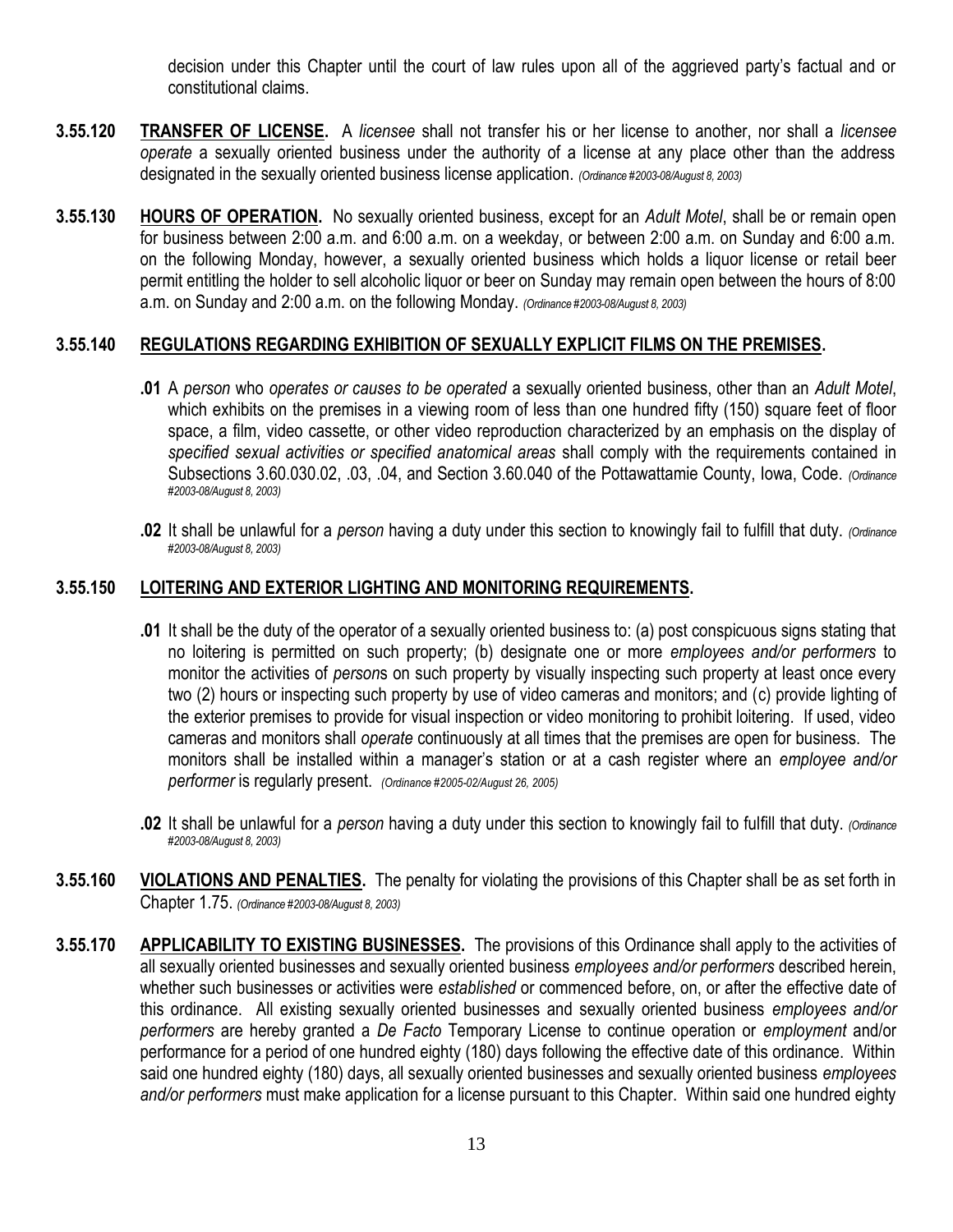decision under this Chapter until the court of law rules upon all of the aggrieved party's factual and or constitutional claims.

**3.55.120** **TRANSFER OF LICENSE.** A *licensee* shall not transfer his or her license to another, nor shall a *licensee operate* a sexually oriented business under the authority of a license at any place other than the address designated in the sexually oriented business license application. *(Ordinance #2003-08/August 8, 2003)*

**3.55.130** **HOURS OF OPERATION.** No sexually oriented business, except for an *Adult Motel*, shall be or remain open for business between 2:00 a.m. and 6:00 a.m. on a weekday, or between 2:00 a.m. on Sunday and 6:00 a.m. on the following Monday, however, a sexually oriented business which holds a liquor license or retail beer permit entitling the holder to sell alcoholic liquor or beer on Sunday may remain open between the hours of 8:00 a.m. on Sunday and 2:00 a.m. on the following Monday. *(Ordinance #2003-08/August 8, 2003)*

**3.55.140** **REGULATIONS REGARDING EXHIBITION OF SEXUALLY EXPLICIT FILMS ON THE PREMISES.**

**.01** A *person* who *operates or causes to be operated* a sexually oriented business, other than an *Adult Motel*, which exhibits on the premises in a viewing room of less than one hundred fifty (150) square feet of floor space, a film, video cassette, or other video reproduction characterized by an emphasis on the display of *specified sexual activities or specified anatomical areas* shall comply with the requirements contained in Subsections 3.60.030.02, .03, .04, and Section 3.60.040 of the Pottawattamie County, Iowa, Code. *(Ordinance #2003-08/August 8, 2003)*

**.02** It shall be unlawful for a *person* having a duty under this section to knowingly fail to fulfill that duty. *(Ordinance #2003-08/August 8, 2003)*

**3.55.150** **LOITERING AND EXTERIOR LIGHTING AND MONITORING REQUIREMENTS.**

**.01** It shall be the duty of the operator of a sexually oriented business to: (a) post conspicuous signs stating that no loitering is permitted on such property; (b) designate one or more *employees and/or performers* to monitor the activities of *person*s on such property by visually inspecting such property at least once every two (2) hours or inspecting such property by use of video cameras and monitors; and (c) provide lighting of the exterior premises to provide for visual inspection or video monitoring to prohibit loitering. If used, video cameras and monitors shall *operate* continuously at all times that the premises are open for business. The monitors shall be installed within a manager's station or at a cash register where an *employee and/or performer* is regularly present. *(Ordinance #2005-02/August 26, 2005)*

**.02** It shall be unlawful for a *person* having a duty under this section to knowingly fail to fulfill that duty. *(Ordinance #2003-08/August 8, 2003)*

**3.55.160** **VIOLATIONS AND PENALTIES.** The penalty for violating the provisions of this Chapter shall be as set forth in Chapter 1.75. *(Ordinance #2003-08/August 8, 2003)*

**3.55.170** **APPLICABILITY TO EXISTING BUSINESSES.** The provisions of this Ordinance shall apply to the activities of all sexually oriented businesses and sexually oriented business *employees and/or performers* described herein, whether such businesses or activities were *established* or commenced before, on, or after the effective date of this ordinance. All existing sexually oriented businesses and sexually oriented business *employees and/or performers* are hereby granted a *De Facto* Temporary License to continue operation or *employment* and/or performance for a period of one hundred eighty (180) days following the effective date of this ordinance. Within said one hundred eighty (180) days, all sexually oriented businesses and sexually oriented business *employees and/or performers* must make application for a license pursuant to this Chapter. Within said one hundred eighty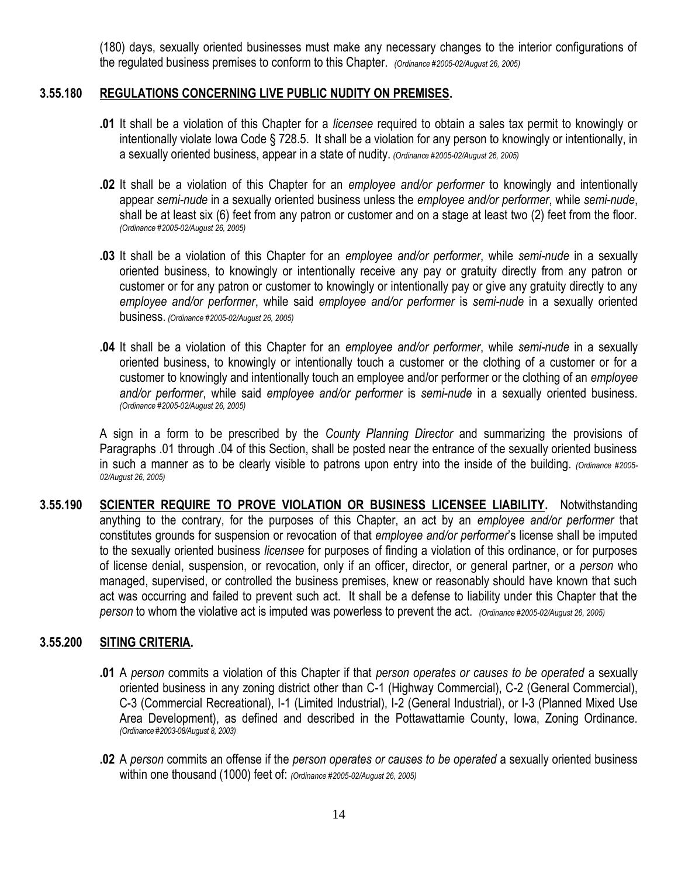(180) days, sexually oriented businesses must make any necessary changes to the interior configurations of the regulated business premises to conform to this Chapter. *(Ordinance #2005-02/August 26, 2005)*

**3.55.180 REGULATIONS CONCERNING LIVE PUBLIC NUDITY ON PREMISES.**

**.01** It shall be a violation of this Chapter for a *licensee* required to obtain a sales tax permit to knowingly or intentionally violate Iowa Code § 728.5. It shall be a violation for any person to knowingly or intentionally, in a sexually oriented business, appear in a state of nudity. *(Ordinance #2005-02/August 26, 2005)*

**.02** It shall be a violation of this Chapter for an *employee and/or performer* to knowingly and intentionally appear *semi-nude* in a sexually oriented business unless the *employee and/or performer*, while *semi-nude*, shall be at least six (6) feet from any patron or customer and on a stage at least two (2) feet from the floor. *(Ordinance #2005-02/August 26, 2005)*

**.03** It shall be a violation of this Chapter for an *employee and/or performer*, while *semi-nude* in a sexually oriented business, to knowingly or intentionally receive any pay or gratuity directly from any patron or customer or for any patron or customer to knowingly or intentionally pay or give any gratuity directly to any *employee and/or performer*, while said *employee and/or performer* is *semi-nude* in a sexually oriented business. *(Ordinance #2005-02/August 26, 2005)*

**.04** It shall be a violation of this Chapter for an *employee and/or performer*, while *semi-nude* in a sexually oriented business, to knowingly or intentionally touch a customer or the clothing of a customer or for a customer to knowingly and intentionally touch an employee and/or performer or the clothing of an *employee and/or performer*, while said *employee and/or performer* is *semi-nude* in a sexually oriented business. *(Ordinance #2005-02/August 26, 2005)*

A sign in a form to be prescribed by the *County Planning Director* and summarizing the provisions of Paragraphs .01 through .04 of this Section, shall be posted near the entrance of the sexually oriented business in such a manner as to be clearly visible to patrons upon entry into the inside of the building. *(Ordinance #2005-02/August 26, 2005)*

**3.55.190 SCIENTER REQUIRE TO PROVE VIOLATION OR BUSINESS LICENSEE LIABILITY.** Notwithstanding anything to the contrary, for the purposes of this Chapter, an act by an *employee and/or performer* that constitutes grounds for suspension or revocation of that *employee and/or performer*'s license shall be imputed to the sexually oriented business *licensee* for purposes of finding a violation of this ordinance, or for purposes of license denial, suspension, or revocation, only if an officer, director, or general partner, or a *person* who managed, supervised, or controlled the business premises, knew or reasonably should have known that such act was occurring and failed to prevent such act. It shall be a defense to liability under this Chapter that the *person* to whom the violative act is imputed was powerless to prevent the act. *(Ordinance #2005-02/August 26, 2005)*

**3.55.200 SITING CRITERIA.**

**.01** A *person* commits a violation of this Chapter if that *person operates or causes to be operated* a sexually oriented business in any zoning district other than C-1 (Highway Commercial), C-2 (General Commercial), C-3 (Commercial Recreational), I-1 (Limited Industrial), I-2 (General Industrial), or I-3 (Planned Mixed Use Area Development), as defined and described in the Pottawattamie County, Iowa, Zoning Ordinance. *(Ordinance #2003-08/August 8, 2003)*

**.02** A *person* commits an offense if the *person operates or causes to be operated* a sexually oriented business within one thousand (1000) feet of: *(Ordinance #2005-02/August 26, 2005)*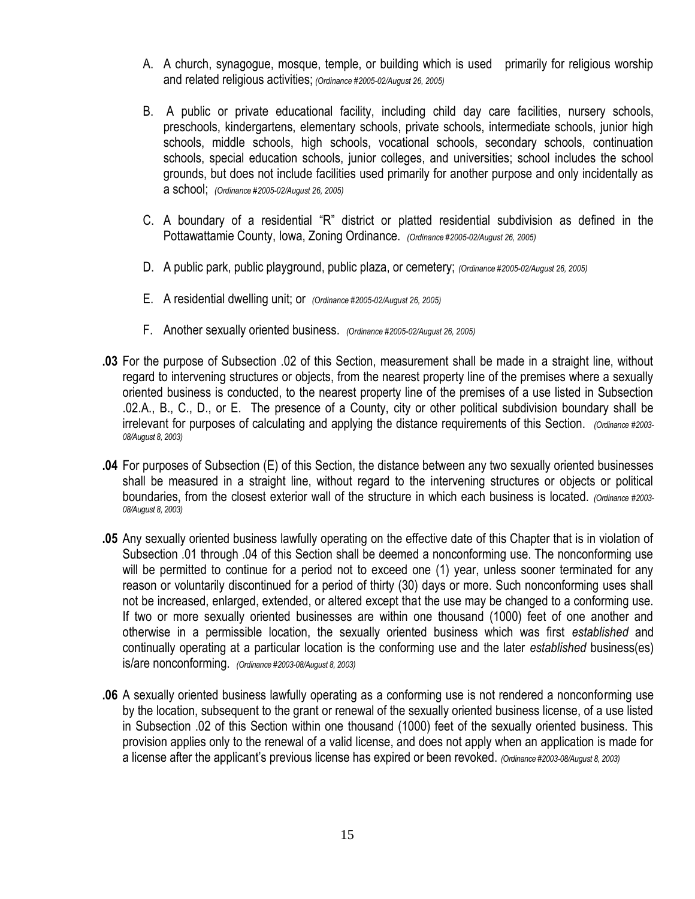A. A church, synagogue, mosque, temple, or building which is used primarily for religious worship and related religious activities; *(Ordinance #2005-02/August 26, 2005)*

B. A public or private educational facility, including child day care facilities, nursery schools, preschools, kindergartens, elementary schools, private schools, intermediate schools, junior high schools, middle schools, high schools, vocational schools, secondary schools, continuation schools, special education schools, junior colleges, and universities; school includes the school grounds, but does not include facilities used primarily for another purpose and only incidentally as a school; *(Ordinance #2005-02/August 26, 2005)*

C. A boundary of a residential "R" district or platted residential subdivision as defined in the Pottawattamie County, Iowa, Zoning Ordinance. *(Ordinance #2005-02/August 26, 2005)*

D. A public park, public playground, public plaza, or cemetery; *(Ordinance #2005-02/August 26, 2005)*

E. A residential dwelling unit; or *(Ordinance #2005-02/August 26, 2005)*

F. Another sexually oriented business. *(Ordinance #2005-02/August 26, 2005)*

**.03** For the purpose of Subsection .02 of this Section, measurement shall be made in a straight line, without regard to intervening structures or objects, from the nearest property line of the premises where a sexually oriented business is conducted, to the nearest property line of the premises of a use listed in Subsection .02.A., B., C., D., or E. The presence of a County, city or other political subdivision boundary shall be irrelevant for purposes of calculating and applying the distance requirements of this Section. *(Ordinance #2003-08/August 8, 2003)*

**.04** For purposes of Subsection (E) of this Section, the distance between any two sexually oriented businesses shall be measured in a straight line, without regard to the intervening structures or objects or political boundaries, from the closest exterior wall of the structure in which each business is located. *(Ordinance #2003-08/August 8, 2003)*

**.05** Any sexually oriented business lawfully operating on the effective date of this Chapter that is in violation of Subsection .01 through .04 of this Section shall be deemed a nonconforming use. The nonconforming use will be permitted to continue for a period not to exceed one (1) year, unless sooner terminated for any reason or voluntarily discontinued for a period of thirty (30) days or more. Such nonconforming uses shall not be increased, enlarged, extended, or altered except that the use may be changed to a conforming use. If two or more sexually oriented businesses are within one thousand (1000) feet of one another and otherwise in a permissible location, the sexually oriented business which was first *established* and continually operating at a particular location is the conforming use and the later *established* business(es) is/are nonconforming. *(Ordinance #2003-08/August 8, 2003)*

**.06** A sexually oriented business lawfully operating as a conforming use is not rendered a nonconforming use by the location, subsequent to the grant or renewal of the sexually oriented business license, of a use listed in Subsection .02 of this Section within one thousand (1000) feet of the sexually oriented business. This provision applies only to the renewal of a valid license, and does not apply when an application is made for a license after the applicant's previous license has expired or been revoked. *(Ordinance #2003-08/August 8, 2003)*